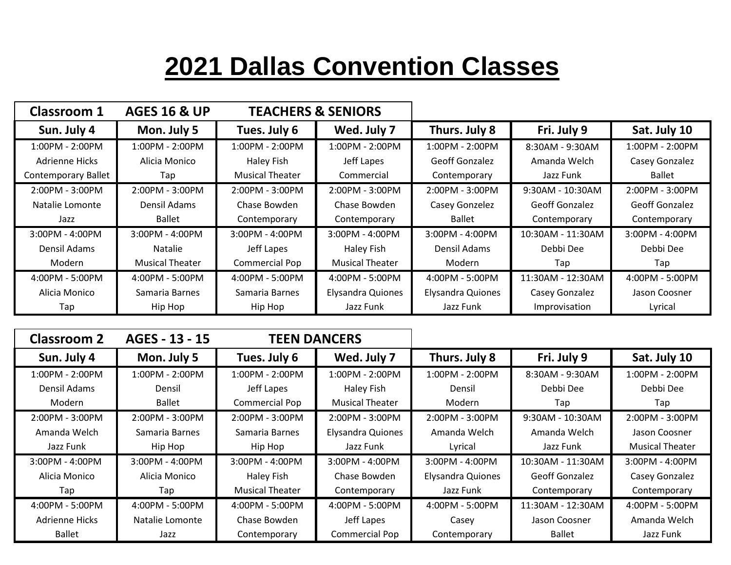# 2021 Dallas Convention Classes

| Classroom 1 | AGES 16 & UP | TEACHERS & SENIORS | | | | |
|---|---|---|---|---|---|---|
| **Sun. July 4** | **Mon. July 5** | **Tues. July 6** | **Wed. July 7** | **Thurs. July 8** | **Fri. July 9** | **Sat. July 10** |
| 1:00PM - 2:00PM<br>Adrienne Hicks<br>Contemporary Ballet | 1:00PM - 2:00PM<br>Alicia Monico<br>Tap | 1:00PM - 2:00PM<br>Haley Fish<br>Musical Theater | 1:00PM - 2:00PM<br>Jeff Lapes<br>Commercial | 1:00PM - 2:00PM<br>Geoff Gonzalez<br>Contemporary | 8:30AM - 9:30AM<br>Amanda Welch<br>Jazz Funk | 1:00PM - 2:00PM<br>Casey Gonzalez<br>Ballet |
| 2:00PM - 3:00PM<br>Natalie Lomonte<br>Jazz | 2:00PM - 3:00PM<br>Densil Adams<br>Ballet | 2:00PM - 3:00PM<br>Chase Bowden<br>Contemporary | 2:00PM - 3:00PM<br>Chase Bowden<br>Contemporary | 2:00PM - 3:00PM<br>Casey Gonzelez<br>Ballet | 9:30AM - 10:30AM<br>Geoff Gonzalez<br>Contemporary | 2:00PM - 3:00PM<br>Geoff Gonzalez<br>Contemporary |
| 3:00PM - 4:00PM<br>Densil Adams<br>Modern | 3:00PM - 4:00PM<br>Natalie<br>Musical Theater | 3:00PM - 4:00PM<br>Jeff Lapes<br>Commercial Pop | 3:00PM - 4:00PM<br>Haley Fish<br>Musical Theater | 3:00PM - 4:00PM<br>Densil Adams<br>Modern | 10:30AM - 11:30AM<br>Debbi Dee<br>Tap | 3:00PM - 4:00PM<br>Debbi Dee<br>Tap |
| 4:00PM - 5:00PM<br>Alicia Monico<br>Tap | 4:00PM - 5:00PM<br>Samaria Barnes<br>Hip Hop | 4:00PM - 5:00PM<br>Samaria Barnes<br>Hip Hop | 4:00PM - 5:00PM<br>Elysandra Quiones<br>Jazz Funk | 4:00PM - 5:00PM<br>Elysandra Quiones<br>Jazz Funk | 11:30AM - 12:30AM<br>Casey Gonzalez<br>Improvisation | 4:00PM - 5:00PM<br>Jason Coosner<br>Lyrical |

| Classroom 2 | AGES - 13 - 15 | TEEN DANCERS | | | | |
|---|---|---|---|---|---|---|
| **Sun. July 4** | **Mon. July 5** | **Tues. July 6** | **Wed. July 7** | **Thurs. July 8** | **Fri. July 9** | **Sat. July 10** |
| 1:00PM - 2:00PM<br>Densil Adams<br>Modern | 1:00PM - 2:00PM<br>Densil<br>Ballet | 1:00PM - 2:00PM<br>Jeff Lapes<br>Commercial Pop | 1:00PM - 2:00PM<br>Haley Fish<br>Musical Theater | 1:00PM - 2:00PM<br>Densil<br>Modern | 8:30AM - 9:30AM<br>Debbi Dee<br>Tap | 1:00PM - 2:00PM<br>Debbi Dee<br>Tap |
| 2:00PM - 3:00PM<br>Amanda Welch<br>Jazz Funk | 2:00PM - 3:00PM<br>Samaria Barnes<br>Hip Hop | 2:00PM - 3:00PM<br>Samaria Barnes<br>Hip Hop | 2:00PM - 3:00PM<br>Elysandra Quiones<br>Jazz Funk | 2:00PM - 3:00PM<br>Amanda Welch<br>Lyrical | 9:30AM - 10:30AM<br>Amanda Welch<br>Jazz Funk | 2:00PM - 3:00PM<br>Jason Coosner<br>Musical Theater |
| 3:00PM - 4:00PM<br>Alicia Monico<br>Tap | 3:00PM - 4:00PM<br>Alicia Monico<br>Tap | 3:00PM - 4:00PM<br>Haley Fish<br>Musical Theater | 3:00PM - 4:00PM<br>Chase Bowden<br>Contemporary | 3:00PM - 4:00PM<br>Elysandra Quiones<br>Jazz Funk | 10:30AM - 11:30AM<br>Geoff Gonzalez<br>Contemporary | 3:00PM - 4:00PM<br>Casey Gonzalez<br>Contemporary |
| 4:00PM - 5:00PM<br>Adrienne Hicks<br>Ballet | 4:00PM - 5:00PM<br>Natalie Lomonte<br>Jazz | 4:00PM - 5:00PM<br>Chase Bowden<br>Contemporary | 4:00PM - 5:00PM<br>Jeff Lapes<br>Commercial Pop | 4:00PM - 5:00PM<br>Casey<br>Contemporary | 11:30AM - 12:30AM<br>Jason Coosner<br>Ballet | 4:00PM - 5:00PM<br>Amanda Welch<br>Jazz Funk |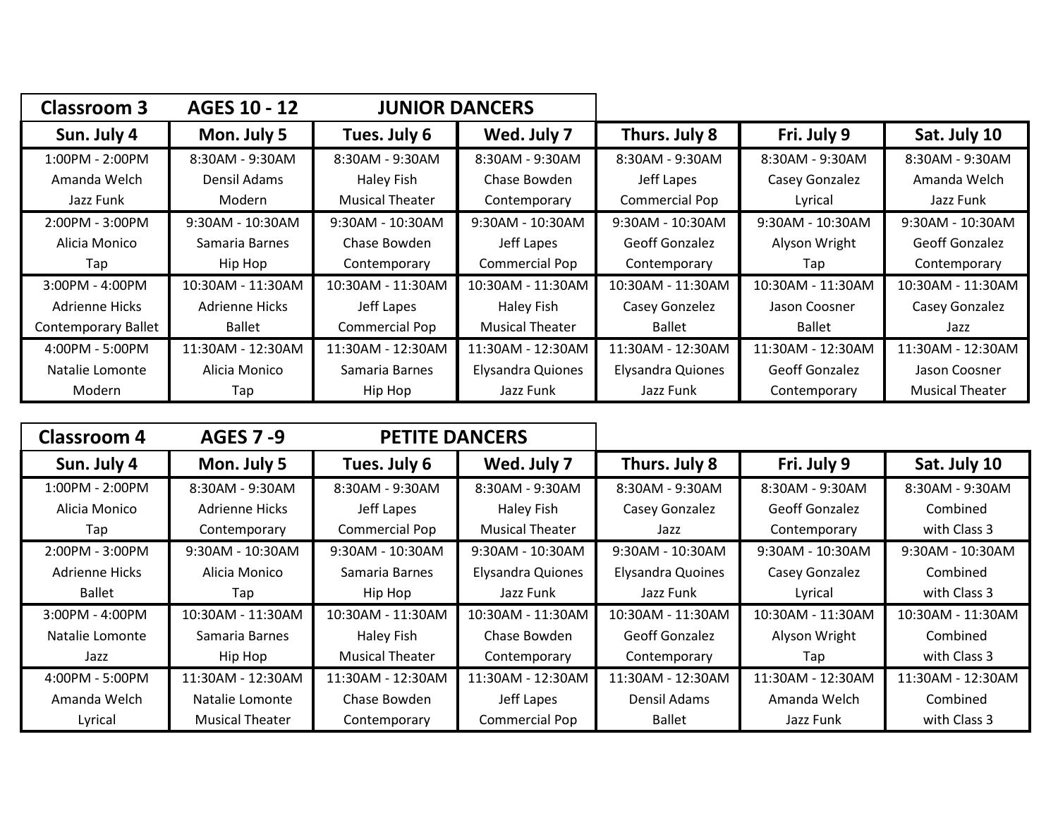| Classroom 3 | AGES 10 - 12 | JUNIOR DANCERS | | | | |
|---|---|---|---|---|---|---|
| **Sun. July 4** | **Mon. July 5** | **Tues. July 6** | **Wed. July 7** | **Thurs. July 8** | **Fri. July 9** | **Sat. July 10** |
| 1:00PM - 2:00PM<br>Amanda Welch<br>Jazz Funk | 8:30AM - 9:30AM<br>Densil Adams<br>Modern | 8:30AM - 9:30AM<br>Haley Fish<br>Musical Theater | 8:30AM - 9:30AM<br>Chase Bowden<br>Contemporary | 8:30AM - 9:30AM<br>Jeff Lapes<br>Commercial Pop | 8:30AM - 9:30AM<br>Casey Gonzalez<br>Lyrical | 8:30AM - 9:30AM<br>Amanda Welch<br>Jazz Funk |
| 2:00PM - 3:00PM<br>Alicia Monico<br>Tap | 9:30AM - 10:30AM<br>Samaria Barnes<br>Hip Hop | 9:30AM - 10:30AM<br>Chase Bowden<br>Contemporary | 9:30AM - 10:30AM<br>Jeff Lapes<br>Commercial Pop | 9:30AM - 10:30AM<br>Geoff Gonzalez<br>Contemporary | 9:30AM - 10:30AM<br>Alyson Wright<br>Tap | 9:30AM - 10:30AM<br>Geoff Gonzalez<br>Contemporary |
| 3:00PM - 4:00PM<br>Adrienne Hicks<br>Contemporary Ballet | 10:30AM - 11:30AM<br>Adrienne Hicks<br>Ballet | 10:30AM - 11:30AM<br>Jeff Lapes<br>Commercial Pop | 10:30AM - 11:30AM<br>Haley Fish<br>Musical Theater | 10:30AM - 11:30AM<br>Casey Gonzelez<br>Ballet | 10:30AM - 11:30AM<br>Jason Coosner<br>Ballet | 10:30AM - 11:30AM<br>Casey Gonzalez<br>Jazz |
| 4:00PM - 5:00PM<br>Natalie Lomonte<br>Modern | 11:30AM - 12:30AM<br>Alicia Monico<br>Tap | 11:30AM - 12:30AM<br>Samaria Barnes<br>Hip Hop | 11:30AM - 12:30AM<br>Elysandra Quiones<br>Jazz Funk | 11:30AM - 12:30AM<br>Elysandra Quiones<br>Jazz Funk | 11:30AM - 12:30AM<br>Geoff Gonzalez<br>Contemporary | 11:30AM - 12:30AM<br>Jason Coosner<br>Musical Theater |

| Classroom 4 | AGES 7 -9 | PETITE DANCERS | | | | |
|---|---|---|---|---|---|---|
| **Sun. July 4** | **Mon. July 5** | **Tues. July 6** | **Wed. July 7** | **Thurs. July 8** | **Fri. July 9** | **Sat. July 10** |
| 1:00PM - 2:00PM<br>Alicia Monico<br>Tap | 8:30AM - 9:30AM<br>Adrienne Hicks<br>Contemporary | 8:30AM - 9:30AM<br>Jeff Lapes<br>Commercial Pop | 8:30AM - 9:30AM<br>Haley Fish<br>Musical Theater | 8:30AM - 9:30AM<br>Casey Gonzalez<br>Jazz | 8:30AM - 9:30AM<br>Geoff Gonzalez<br>Contemporary | 8:30AM - 9:30AM<br>Combined<br>with Class 3 |
| 2:00PM - 3:00PM<br>Adrienne Hicks<br>Ballet | 9:30AM - 10:30AM<br>Alicia Monico<br>Tap | 9:30AM - 10:30AM<br>Samaria Barnes<br>Hip Hop | 9:30AM - 10:30AM<br>Elysandra Quiones<br>Jazz Funk | 9:30AM - 10:30AM<br>Elysandra Quoines<br>Jazz Funk | 9:30AM - 10:30AM<br>Casey Gonzalez<br>Lyrical | 9:30AM - 10:30AM<br>Combined<br>with Class 3 |
| 3:00PM - 4:00PM<br>Natalie Lomonte<br>Jazz | 10:30AM - 11:30AM<br>Samaria Barnes<br>Hip Hop | 10:30AM - 11:30AM<br>Haley Fish<br>Musical Theater | 10:30AM - 11:30AM<br>Chase Bowden<br>Contemporary | 10:30AM - 11:30AM<br>Geoff Gonzalez<br>Contemporary | 10:30AM - 11:30AM<br>Alyson Wright<br>Tap | 10:30AM - 11:30AM<br>Combined<br>with Class 3 |
| 4:00PM - 5:00PM<br>Amanda Welch<br>Lyrical | 11:30AM - 12:30AM<br>Natalie Lomonte<br>Musical Theater | 11:30AM - 12:30AM<br>Chase Bowden<br>Contemporary | 11:30AM - 12:30AM<br>Jeff Lapes<br>Commercial Pop | 11:30AM - 12:30AM<br>Densil Adams<br>Ballet | 11:30AM - 12:30AM<br>Amanda Welch<br>Jazz Funk | 11:30AM - 12:30AM<br>Combined<br>with Class 3 |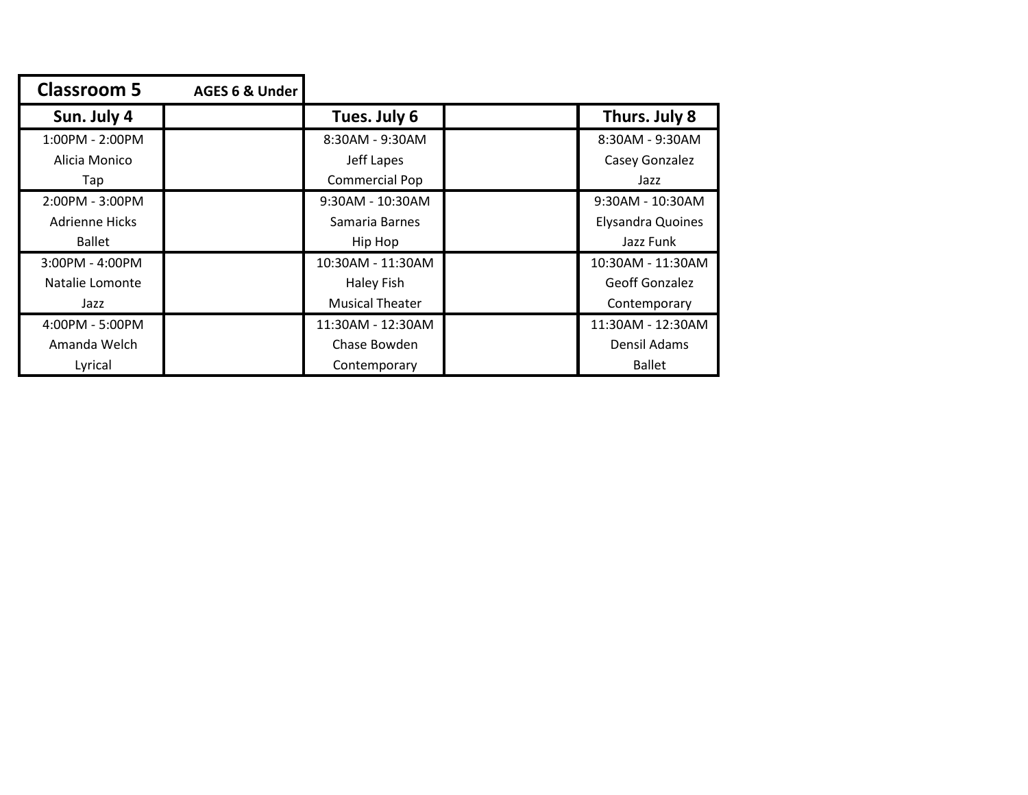| Classroom 5 | AGES 6 & Under | | | |
|---|---|---|---|---|
| **Sun. July 4** | | **Tues. July 6** | | **Thurs. July 8** |
| 1:00PM - 2:00PM<br>Alicia Monico<br>Tap | | 8:30AM - 9:30AM<br>Jeff Lapes<br>Commercial Pop | | 8:30AM - 9:30AM<br>Casey Gonzalez<br>Jazz |
| 2:00PM - 3:00PM<br>Adrienne Hicks<br>Ballet | | 9:30AM - 10:30AM<br>Samaria Barnes<br>Hip Hop | | 9:30AM - 10:30AM<br>Elysandra Quoines<br>Jazz Funk |
| 3:00PM - 4:00PM<br>Natalie Lomonte<br>Jazz | | 10:30AM - 11:30AM<br>Haley Fish<br>Musical Theater | | 10:30AM - 11:30AM<br>Geoff Gonzalez<br>Contemporary |
| 4:00PM - 5:00PM<br>Amanda Welch<br>Lyrical | | 11:30AM - 12:30AM<br>Chase Bowden<br>Contemporary | | 11:30AM - 12:30AM<br>Densil Adams<br>Ballet |